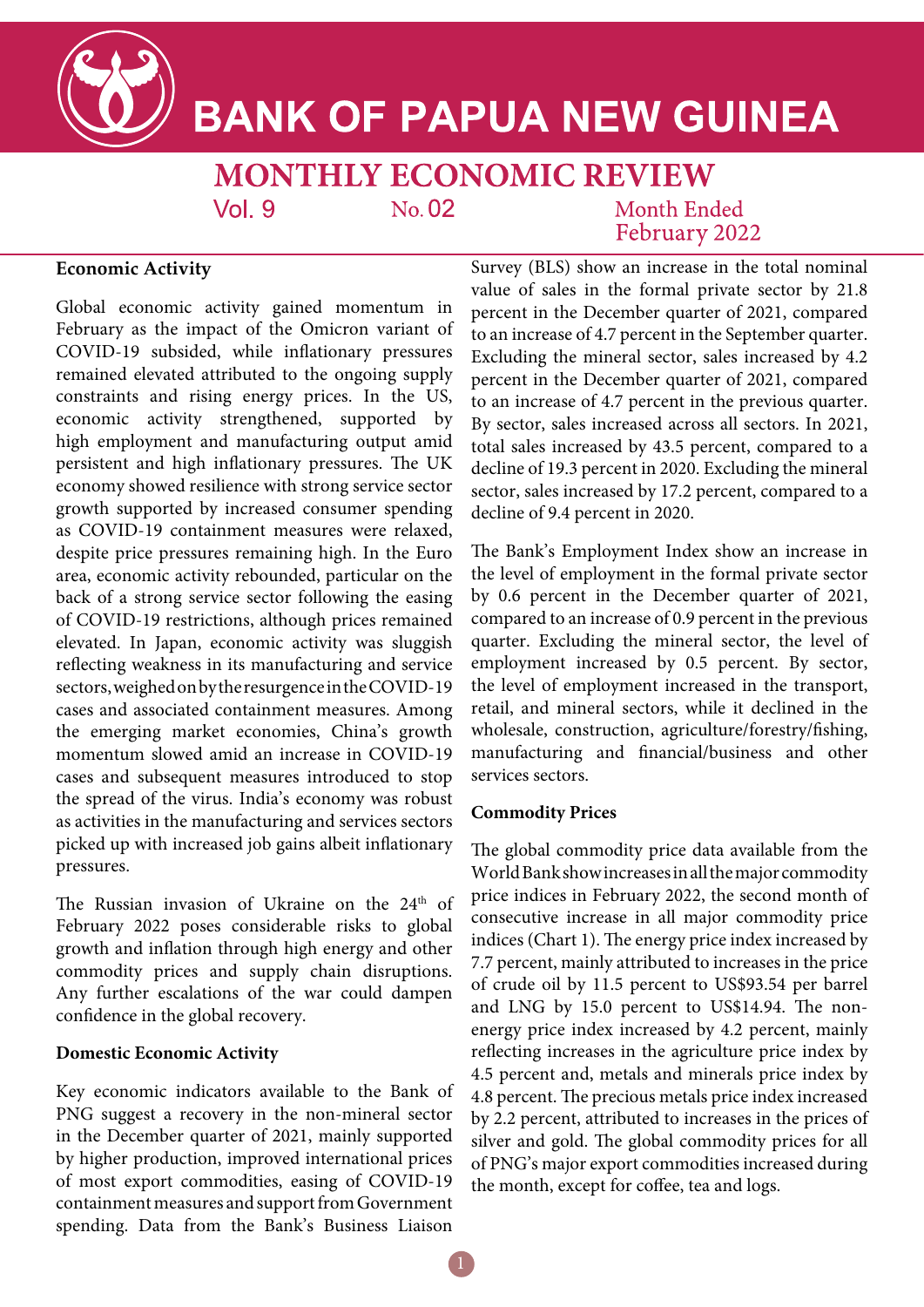# BANK OF PAPUA NEW GUINEA

## MONTHLY ECONOMIC REVIEW

Vol. 9 No. 02 Month Ended February 2022

### Economic Activity

Global economic activity gained momentum in February as the impact of the Omicron variant of COVID-19 subsided, while inflationary pressures remained elevated attributed to the ongoing supply constraints and rising energy prices. In the US, economic activity strengthened, supported by high employment and manufacturing output amid persistent and high inflationary pressures. The UK economy showed resilience with strong service sector growth supported by increased consumer spending as COVID-19 containment measures were relaxed, despite price pressures remaining high. In the Euro area, economic activity rebounded, particular on the back of a strong service sector following the easing of COVID-19 restrictions, although prices remained elevated. In Japan, economic activity was sluggish reflecting weakness in its manufacturing and service sectors, weighed on by the resurgence in the COVID-19 cases and associated containment measures. Among the emerging market economies, China's growth momentum slowed amid an increase in COVID-19 cases and subsequent measures introduced to stop the spread of the virus. India's economy was robust as activities in the manufacturing and services sectors picked up with increased job gains albeit inflationary pressures.

The Russian invasion of Ukraine on the 24th of February 2022 poses considerable risks to global growth and inflation through high energy and other commodity prices and supply chain disruptions. Any further escalations of the war could dampen confidence in the global recovery.

### Domestic Economic Activity

Key economic indicators available to the Bank of PNG suggest a recovery in the non-mineral sector in the December quarter of 2021, mainly supported by higher production, improved international prices of most export commodities, easing of COVID-19 containment measures and support from Government spending. Data from the Bank's Business Liaison Survey (BLS) show an increase in the total nominal value of sales in the formal private sector by 21.8 percent in the December quarter of 2021, compared to an increase of 4.7 percent in the September quarter. Excluding the mineral sector, sales increased by 4.2 percent in the December quarter of 2021, compared to an increase of 4.7 percent in the previous quarter. By sector, sales increased across all sectors. In 2021, total sales increased by 43.5 percent, compared to a decline of 19.3 percent in 2020. Excluding the mineral sector, sales increased by 17.2 percent, compared to a decline of 9.4 percent in 2020.

The Bank's Employment Index show an increase in the level of employment in the formal private sector by 0.6 percent in the December quarter of 2021, compared to an increase of 0.9 percent in the previous quarter. Excluding the mineral sector, the level of employment increased by 0.5 percent. By sector, the level of employment increased in the transport, retail, and mineral sectors, while it declined in the wholesale, construction, agriculture/forestry/fishing, manufacturing and financial/business and other services sectors.

### Commodity Prices

The global commodity price data available from the World Bank show increases in all the major commodity price indices in February 2022, the second month of consecutive increase in all major commodity price indices (Chart 1). The energy price index increased by 7.7 percent, mainly attributed to increases in the price of crude oil by 11.5 percent to US$93.54 per barrel and LNG by 15.0 percent to US$14.94. The non-energy price index increased by 4.2 percent, mainly reflecting increases in the agriculture price index by 4.5 percent and, metals and minerals price index by 4.8 percent. The precious metals price index increased by 2.2 percent, attributed to increases in the prices of silver and gold. The global commodity prices for all of PNG's major export commodities increased during the month, except for coffee, tea and logs.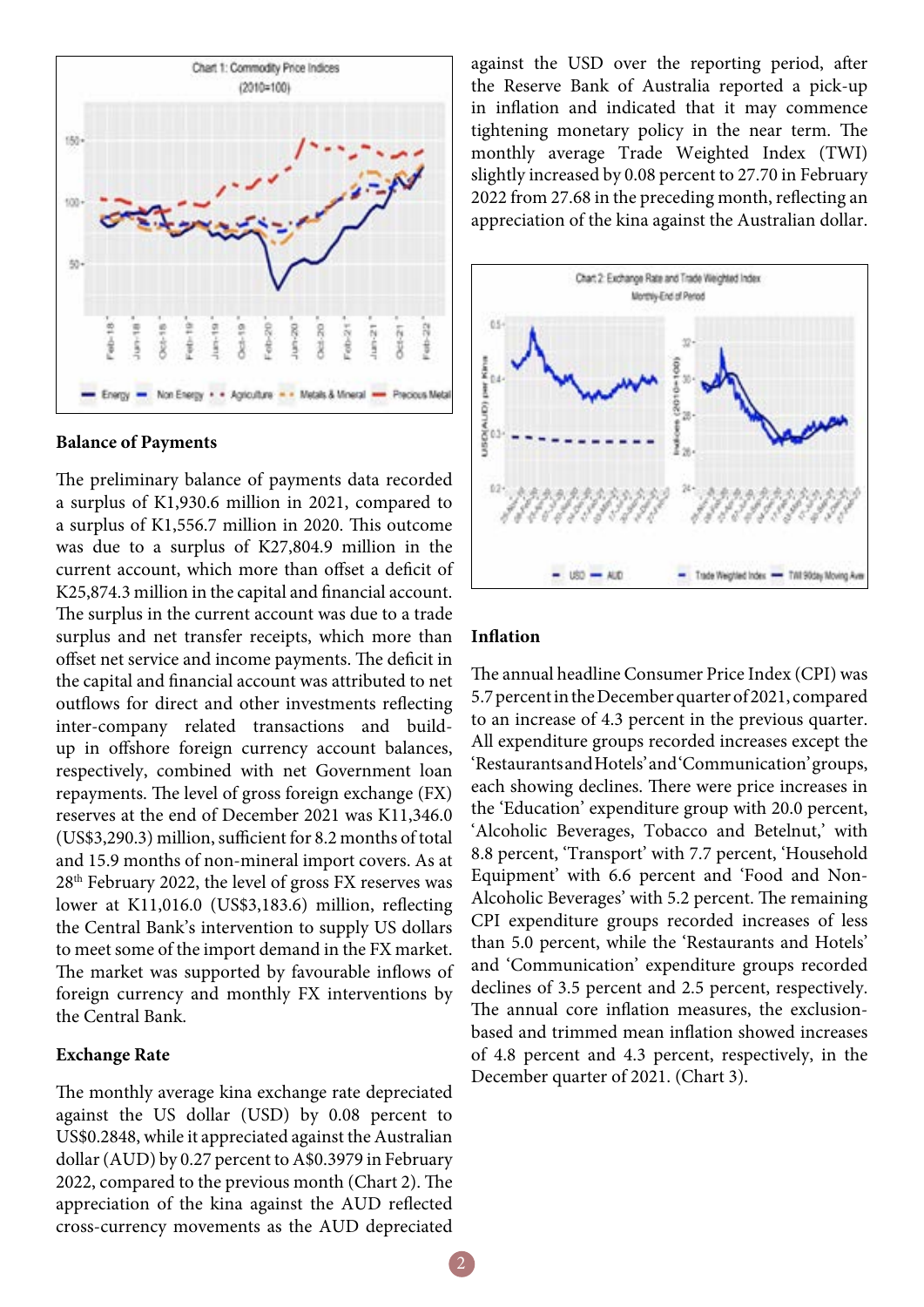## Balance of Payments

The preliminary balance of payments data recorded a surplus of K1,930.6 million in 2021, compared to a surplus of K1,556.7 million in 2020. This outcome was due to a surplus of K27,804.9 million in the current account, which more than offset a deficit of K25,874.3 million in the capital and financial account. The surplus in the current account was due to a trade surplus and net transfer receipts, which more than offset net service and income payments. The deficit in the capital and financial account was attributed to net outflows for direct and other investments reflecting inter-company related transactions and build-up in offshore foreign currency account balances, respectively, combined with net Government loan repayments. The level of gross foreign exchange (FX) reserves at the end of December 2021 was K11,346.0 (US$3,290.3) million, sufficient for 8.2 months of total and 15.9 months of non-mineral import covers. As at 28th February 2022, the level of gross FX reserves was lower at K11,016.0 (US$3,183.6) million, reflecting the Central Bank's intervention to supply US dollars to meet some of the import demand in the FX market. The market was supported by favourable inflows of foreign currency and monthly FX interventions by the Central Bank.

## Exchange Rate

The monthly average kina exchange rate depreciated against the US dollar (USD) by 0.08 percent to US$0.2848, while it appreciated against the Australian dollar (AUD) by 0.27 percent to A$0.3979 in February 2022, compared to the previous month (Chart 2). The appreciation of the kina against the AUD reflected cross-currency movements as the AUD depreciated against the USD over the reporting period, after the Reserve Bank of Australia reported a pick-up in inflation and indicated that it may commence tightening monetary policy in the near term. The monthly average Trade Weighted Index (TWI) slightly increased by 0.08 percent to 27.70 in February 2022 from 27.68 in the preceding month, reflecting an appreciation of the kina against the Australian dollar.

## Inflation

The annual headline Consumer Price Index (CPI) was 5.7 percent in the December quarter of 2021, compared to an increase of 4.3 percent in the previous quarter. All expenditure groups recorded increases except the 'Restaurants and Hotels' and 'Communication' groups, each showing declines. There were price increases in the 'Education' expenditure group with 20.0 percent, 'Alcoholic Beverages, Tobacco and Betelnut,' with 8.8 percent, 'Transport' with 7.7 percent, 'Household Equipment' with 6.6 percent and 'Food and Non-Alcoholic Beverages' with 5.2 percent. The remaining CPI expenditure groups recorded increases of less than 5.0 percent, while the 'Restaurants and Hotels' and 'Communication' expenditure groups recorded declines of 3.5 percent and 2.5 percent, respectively. The annual core inflation measures, the exclusion-based and trimmed mean inflation showed increases of 4.8 percent and 4.3 percent, respectively, in the December quarter of 2021. (Chart 3).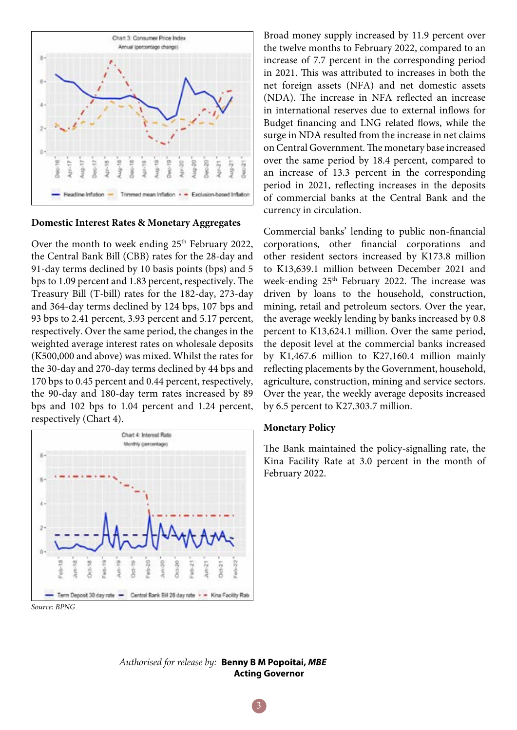Chart 3: Consumer Price Index

Annual (percentage change)

## Domestic Interest Rates & Monetary Aggregates

Over the month to week ending 25th February 2022, the Central Bank Bill (CBB) rates for the 28-day and 91-day terms declined by 10 basis points (bps) and 5 bps to 1.09 percent and 1.83 percent, respectively. The Treasury Bill (T-bill) rates for the 182-day, 273-day and 364-day terms declined by 124 bps, 107 bps and 93 bps to 2.41 percent, 3.93 percent and 5.17 percent, respectively. Over the same period, the changes in the weighted average interest rates on wholesale deposits (K500,000 and above) was mixed. Whilst the rates for the 30-day and 270-day terms declined by 44 bps and 170 bps to 0.45 percent and 0.44 percent, respectively, the 90-day and 180-day term rates increased by 89 bps and 102 bps to 1.04 percent and 1.24 percent, respectively (Chart 4).

Chart 4: Interest Rate

Monthly (percentage)

*Source: BPNG*

Broad money supply increased by 11.9 percent over the twelve months to February 2022, compared to an increase of 7.7 percent in the corresponding period in 2021. This was attributed to increases in both the net foreign assets (NFA) and net domestic assets (NDA). The increase in NFA reflected an increase in international reserves due to external inflows for Budget financing and LNG related flows, while the surge in NDA resulted from the increase in net claims on Central Government. The monetary base increased over the same period by 18.4 percent, compared to an increase of 13.3 percent in the corresponding period in 2021, reflecting increases in the deposits of commercial banks at the Central Bank and the currency in circulation.

Commercial banks' lending to public non-financial corporations, other financial corporations and other resident sectors increased by K173.8 million to K13,639.1 million between December 2021 and week-ending 25th February 2022. The increase was driven by loans to the household, construction, mining, retail and petroleum sectors. Over the year, the average weekly lending by banks increased by 0.8 percent to K13,624.1 million. Over the same period, the deposit level at the commercial banks increased by K1,467.6 million to K27,160.4 million mainly reflecting placements by the Government, household, agriculture, construction, mining and service sectors. Over the year, the weekly average deposits increased by 6.5 percent to K27,303.7 million.

## Monetary Policy

The Bank maintained the policy-signalling rate, the Kina Facility Rate at 3.0 percent in the month of February 2022.

*Authorised for release by:* **Benny B M Popoitai, *MBE***
**Acting Governor**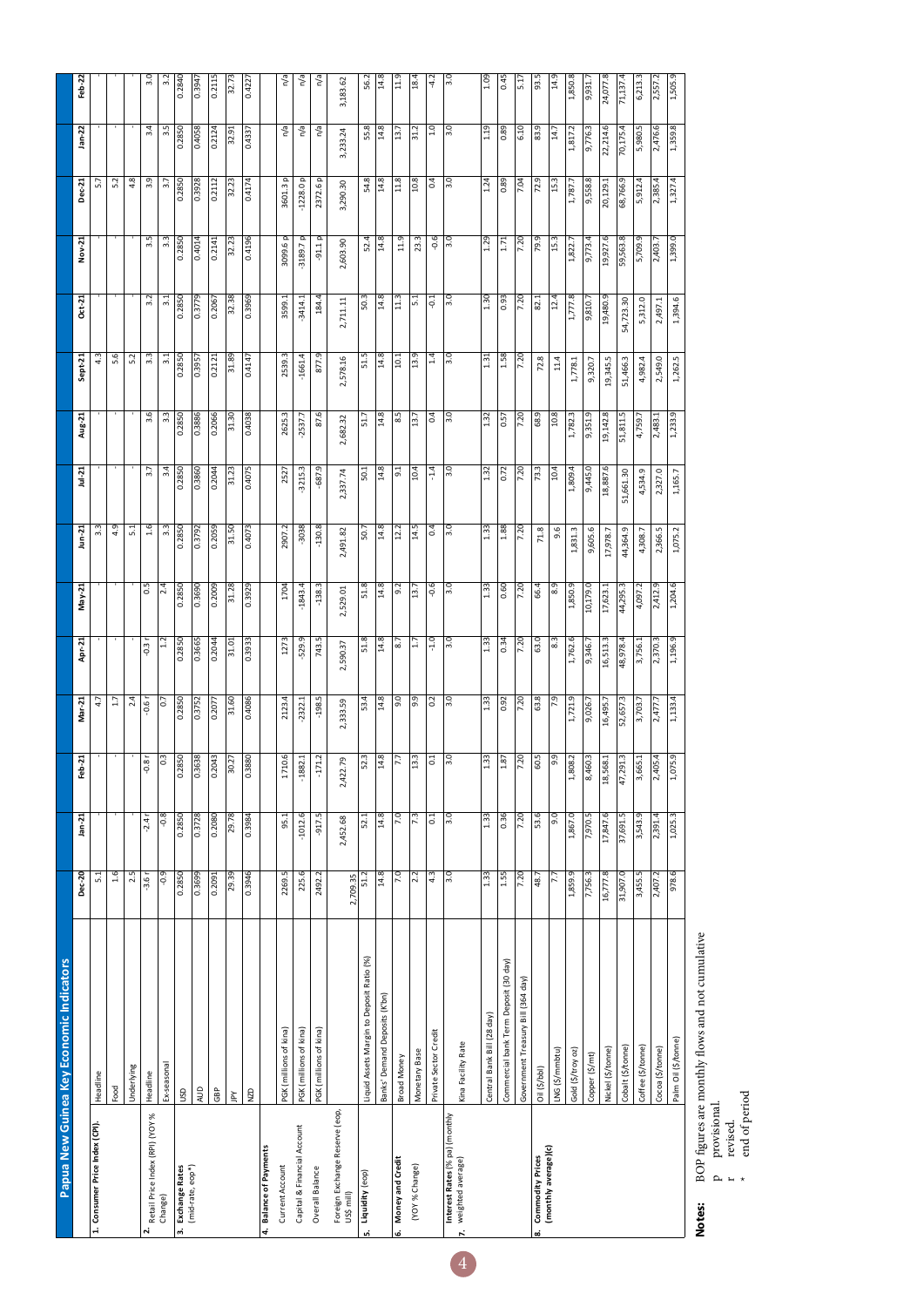## Papua New Guinea Key Economic Indicators

| | | Dec-20 | Jan-21 | Feb-21 | Mar-21 | Apr-21 | May-21 | Jun-21 | Jul-21 | Aug-21 | Sept-21 | Oct-21 | Nov-21 | Dec-21 | Jan-22 | Feb-22 |
|---|---|---|---|---|---|---|---|---|---|---|---|---|---|---|---|---|
| **1. Consumer Price Index (CPI).** | Headline | 5.1 | - | - | 4.7 | - | - | 3.3 | - | - | 4.3 | - | - | 5.7 | - | - |
| | Food | 1.6 | - | - | 1.7 | - | - | 4.9 | - | - | 5.6 | - | - | 5.2 | - | - |
| | Underlying | 2.5 | - | - | 2.4 | - | - | 5.1 | - | - | 5.2 | - | - | 4.8 | - | - |
| **2.** Retail Price Index (RPI) (YOY % Change) | Headline | -3.6 r | -2.4 r | -0.8 r | -0.6 r | -0.3 r | 0.5 | 1.6 | 3.7 | 3.6 | 3.3 | 3.2 | 3.5 | 3.9 | 3.4 | 3.0 |
| | Ex-seasonal | -0.9 | -0.8 | 0.3 | 0.7 | 1.2 | 2.4 | 3.3 | 3.4 | 3.3 | 3.1 | 3.1 | 3.3 | 3.7 | 3.5 | 3.2 |
| **3. Exchange Rates** (mid-rate, eop*) | USD | 0.2850 | 0.2850 | 0.2850 | 0.2850 | 0.2850 | 0.2850 | 0.2850 | 0.2850 | 0.2850 | 0.2850 | 0.2850 | 0.2850 | 0.2850 | 0.2850 | 0.2840 |
| | AUD | 0.3699 | 0.3728 | 0.3638 | 0.3752 | 0.3665 | 0.3690 | 0.3792 | 0.3860 | 0.3886 | 0.3957 | 0.3779 | 0.4014 | 0.3928 | 0.4058 | 0.3947 |
| | GBP | 0.2091 | 0.2080 | 0.2043 | 0.2077 | 0.2044 | 0.2009 | 0.2059 | 0.2044 | 0.2066 | 0.2121 | 0.2067 | 0.2141 | 0.2112 | 0.2124 | 0.2115 |
| | JPY | 29.39 | 29.78 | 30.27 | 31.60 | 31.01 | 31.28 | 31.50 | 31.23 | 31.30 | 31.89 | 32.38 | 32.23 | 32.23 | 32.91 | 32.73 |
| | NZD | 0.3946 | 0.3984 | 0.3880 | 0.4086 | 0.3933 | 0.3929 | 0.4073 | 0.4075 | 0.4038 | 0.4147 | 0.3969 | 0.4196 | 0.4174 | 0.4337 | 0.4227 |
| **4. Balance of Payments** | | | | | | | | | | | | | | | | |
| Current Account | PGK (millions of kina) | 2269.5 | 95.1 | 1710.6 | 2123.4 | 1273 | 1704 | 2907.2 | 2527 | 2625.3 | 2539.3 | 3599.1 | 3099.6 p | 3601.3 p | n/a | n/a |
| Capital & Financial Account | PGK (millions of kina) | 225.6 | -1012.6 | -1882.1 | -2322.1 | -529.9 | -1843.4 | -3038 | -3215.3 | -2537.7 | -1661.4 | -3414.1 | -3189.7 p | -1228.0 p | n/a | n/a |
| Overall Balance | PGK (millions of kina) | 2492.2 | -917.5 | -171.2 | -198.5 | 743.5 | -138.3 | -130.8 | -687.9 | 87.6 | 877.9 | 184.4 | -91.1 p | 2372.6 p | n/a | n/a |
| Foreign Exchange Reserve (eop, US$ mill) | | 2,709.35 | 2,452.68 | 2,422.79 | 2,333.59 | 2,590.37 | 2,529.01 | 2,491.82 | 2,337.74 | 2,682.32 | 2,578.16 | 2,711.11 | 2,603.90 | 3,290.30 | 3,233.24 | 3,183.62 |
| **5. Liquidity** (eop) | Liquid Assets Margin to Deposit Ratio (%) | 51.2 | 52.1 | 52.3 | 53.4 | 51.8 | 51.8 | 50.7 | 50.1 | 51.7 | 51.5 | 50.3 | 52.4 | 54.8 | 55.8 | 56.2 |
| | Banks' Demand Deposits (K'bn) | 14.8 | 14.8 | 14.8 | 14.8 | 14.8 | 14.8 | 14.8 | 14.8 | 14.8 | 14.8 | 14.8 | 14.8 | 14.8 | 14.8 | 14.8 |
| **6. Money and Credit** | Broad Money | 7.0 | 7.0 | 7.7 | 9.0 | 8.7 | 9.2 | 12.2 | 9.1 | 8.5 | 10.1 | 11.3 | 11.9 | 11.8 | 13.7 | 11.9 |
| (YOY % Change) | Monetary Base | 2.2 | 7.3 | 13.3 | 9.9 | 1.7 | 13.7 | 14.5 | 10.4 | 13.7 | 13.9 | 5.1 | 23.3 | 10.8 | 31.2 | 18.4 |
| | Private Sector Credit | 4.3 | 0.1 | 0.1 | 0.2 | -1.0 | -0.6 | 0.4 | -1.4 | 0.4 | 1.4 | -0.1 | -0.6 | 0.4 | 1.0 | -4.2 |
| **7. Interest Rates** (% pa) (monthly weighted average) | Kina Facility Rate | 3.0 | 3.0 | 3.0 | 3.0 | 3.0 | 3.0 | 3.0 | 3.0 | 3.0 | 3.0 | 3.0 | 3.0 | 3.0 | 3.0 | 3.0 |
| | Central Bank Bill (28 day) | 1.33 | 1.33 | 1.33 | 1.33 | 1.33 | 1.33 | 1.33 | 1.32 | 1.32 | 1.31 | 1.30 | 1.29 | 1.24 | 1.19 | 1.09 |
| | Commercial bank Term Deposit (30 day) | 1.55 | 0.36 | 1.87 | 0.92 | 0.34 | 0.60 | 1.88 | 0.72 | 0.57 | 1.58 | 0.93 | 1.71 | 0.89 | 0.89 | 0.45 |
| | Government Treasury Bill (364 day) | 7.20 | 7.20 | 7.20 | 7.20 | 7.20 | 7.20 | 7.20 | 7.20 | 7.20 | 7.20 | 7.20 | 7.20 | 7.04 | 6.10 | 5.17 |
| **8. Commodity Prices** (monthly average)(c) | Oil ($/bbl) | 48.7 | 53.6 | 60.5 | 63.8 | 63.0 | 66.4 | 71.8 | 73.3 | 68.9 | 72.8 | 82.1 | 79.9 | 72.9 | 83.9 | 93.5 |
| | LNG ($/mmbtu) | 7.7 | 9.0 | 9.9 | 7.9 | 8.3 | 8.9 | 9.6 | 10.4 | 10.8 | 11.4 | 12.4 | 15.3 | 15.3 | 14.7 | 14.9 |
| | Gold ($/troy oz) | 1,859.9 | 1,867.0 | 1,808.2 | 1,721.9 | 1,762.6 | 1,850.9 | 1,831.3 | 1,809.4 | 1,782.3 | 1,778.1 | 1,777.8 | 1,822.7 | 1,787.7 | 1,817.2 | 1,850.8 |
| | Copper ($/mt) | 7,756.3 | 7,970.5 | 8,460.3 | 9,026.7 | 9,346.7 | 10,179.0 | 9,605.6 | 9,445.0 | 9,351.9 | 9,320.7 | 9,810.7 | 9,773.4 | 9,558.8 | 9,776.3 | 9,931.7 |
| | Nickel ($/tonne) | 16,777.8 | 17,847.6 | 18,568.1 | 16,495.7 | 16,513.3 | 17,623.1 | 17,978.7 | 18,887.6 | 19,142.8 | 19,345.5 | 19,480.9 | 19,927.6 | 20,129.1 | 22,214.6 | 24,077.8 |
| | Cobalt ($/tonne) | 31,907.0 | 37,691.5 | 47,291.3 | 52,657.3 | 48,978.4 | 44,295.3 | 44,364.9 | 51,661.30 | 51,811.5 | 51,466.3 | 54,723.30 | 59,563.8 | 68,766.9 | 70,175.4 | 71,137.4 |
| | Coffee ($/tonne) | 3,455.5 | 3,543.9 | 3,665.1 | 3,703.7 | 3,756.1 | 4,097.2 | 4,308.7 | 4,534.9 | 4,759.7 | 4,982.4 | 5,312.0 | 5,709.9 | 5,912.4 | 5,980.5 | 6,213.3 |
| | Cocoa ($/tonne) | 2,407.2 | 2,391.4 | 2,405.4 | 2,477.7 | 2,370.3 | 2,412.9 | 2,366.5 | 2,327.0 | 2,483.1 | 2,549.0 | 2,497.1 | 2,403.7 | 2,385.4 | 2,476.6 | 2,557.2 |
| | Palm Oil ($/tonne) | 978.6 | 1,025.3 | 1,075.9 | 1,133.4 | 1,196.9 | 1,204.6 | 1,075.2 | 1,165.7 | 1,233.9 | 1,262.5 | 1,394.6 | 1,399.0 | 1,327.4 | 1,359.8 | 1,505.9 |

**Notes:** BOP figures are monthly flows and not cumulative

p provisional.

r revised.

\* end of period